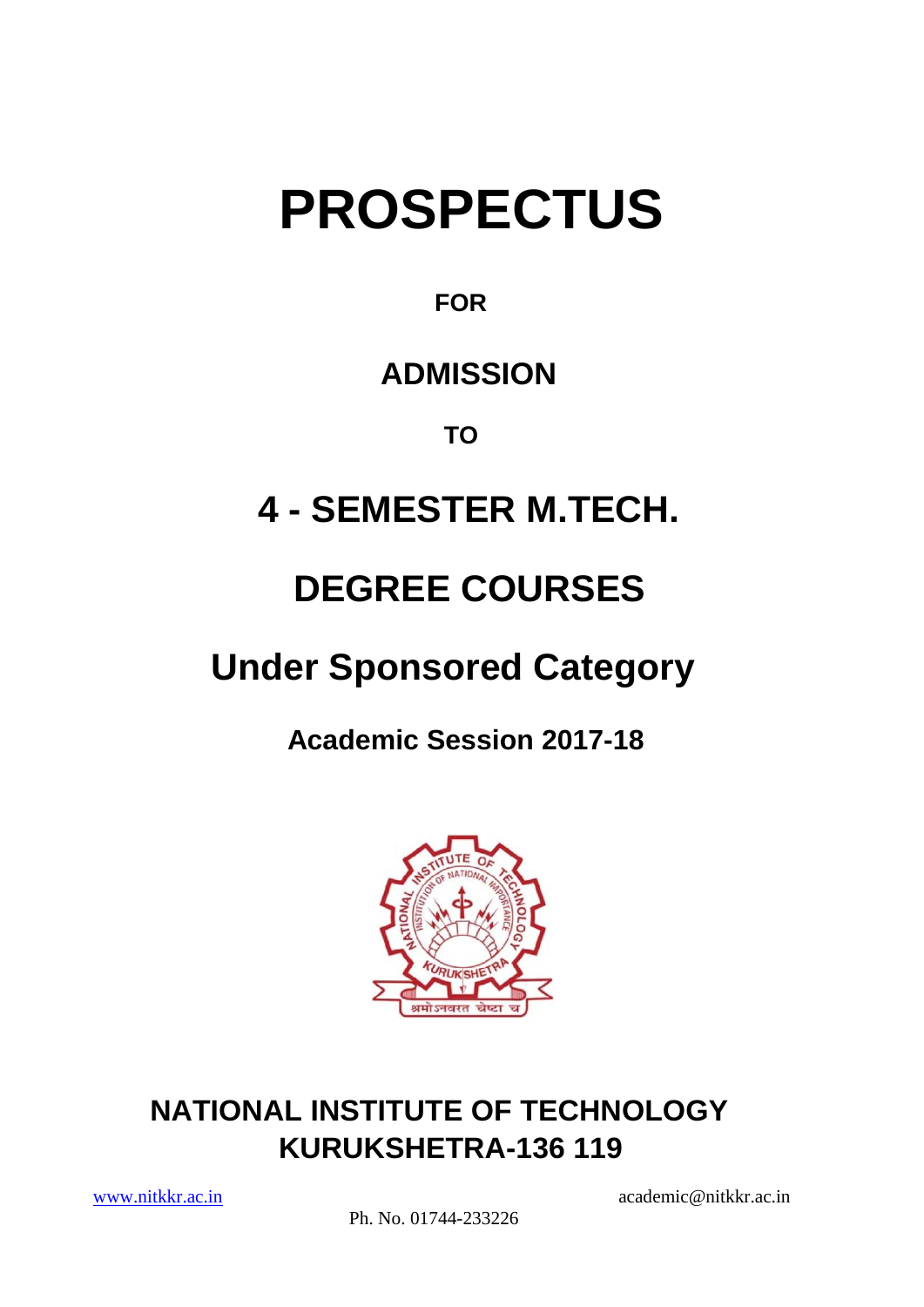# PROSPECTUS

**FOR**

## ADMISSION

**TO**

## 4 - SEMESTER M.TECH.

## DEGREE COURSES

## Under Sponsored Category

### Academic Session 2017-18

## NATIONAL INSTITUTE OF TECHNOLOGY
## KURUKSHETRA-136 119

www.nitkkr.ac.in academic@nitkkr.ac.in

Ph. No. 01744-233226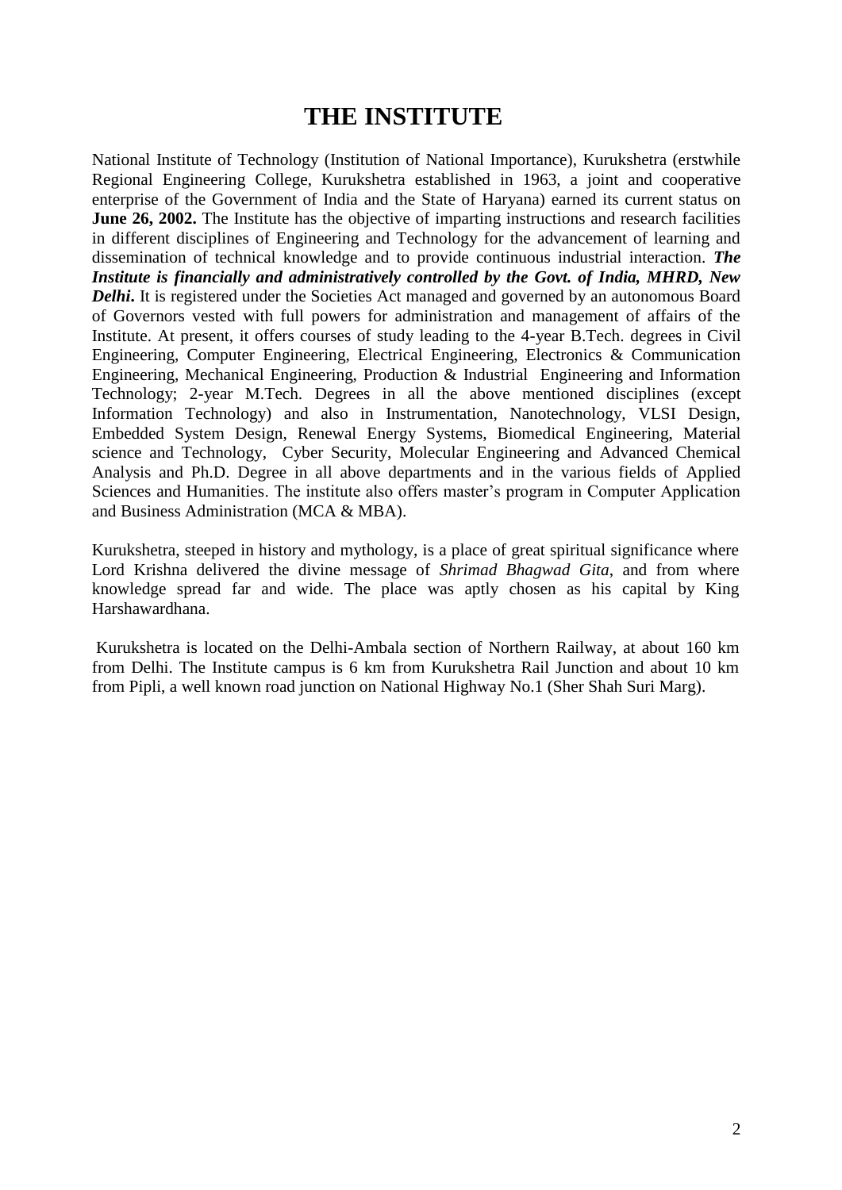# THE INSTITUTE

National Institute of Technology (Institution of National Importance), Kurukshetra (erstwhile Regional Engineering College, Kurukshetra established in 1963, a joint and cooperative enterprise of the Government of India and the State of Haryana) earned its current status on **June 26, 2002.** The Institute has the objective of imparting instructions and research facilities in different disciplines of Engineering and Technology for the advancement of learning and dissemination of technical knowledge and to provide continuous industrial interaction. ***The Institute is financially and administratively controlled by the Govt. of India, MHRD, New Delhi*.** It is registered under the Societies Act managed and governed by an autonomous Board of Governors vested with full powers for administration and management of affairs of the Institute. At present, it offers courses of study leading to the 4-year B.Tech. degrees in Civil Engineering, Computer Engineering, Electrical Engineering, Electronics & Communication Engineering, Mechanical Engineering, Production & Industrial Engineering and Information Technology; 2-year M.Tech. Degrees in all the above mentioned disciplines (except Information Technology) and also in Instrumentation, Nanotechnology, VLSI Design, Embedded System Design, Renewal Energy Systems, Biomedical Engineering, Material science and Technology, Cyber Security, Molecular Engineering and Advanced Chemical Analysis and Ph.D. Degree in all above departments and in the various fields of Applied Sciences and Humanities. The institute also offers master's program in Computer Application and Business Administration (MCA & MBA).

Kurukshetra, steeped in history and mythology, is a place of great spiritual significance where Lord Krishna delivered the divine message of *Shrimad Bhagwad Gita*, and from where knowledge spread far and wide. The place was aptly chosen as his capital by King Harshawardhana.

Kurukshetra is located on the Delhi-Ambala section of Northern Railway, at about 160 km from Delhi. The Institute campus is 6 km from Kurukshetra Rail Junction and about 10 km from Pipli, a well known road junction on National Highway No.1 (Sher Shah Suri Marg).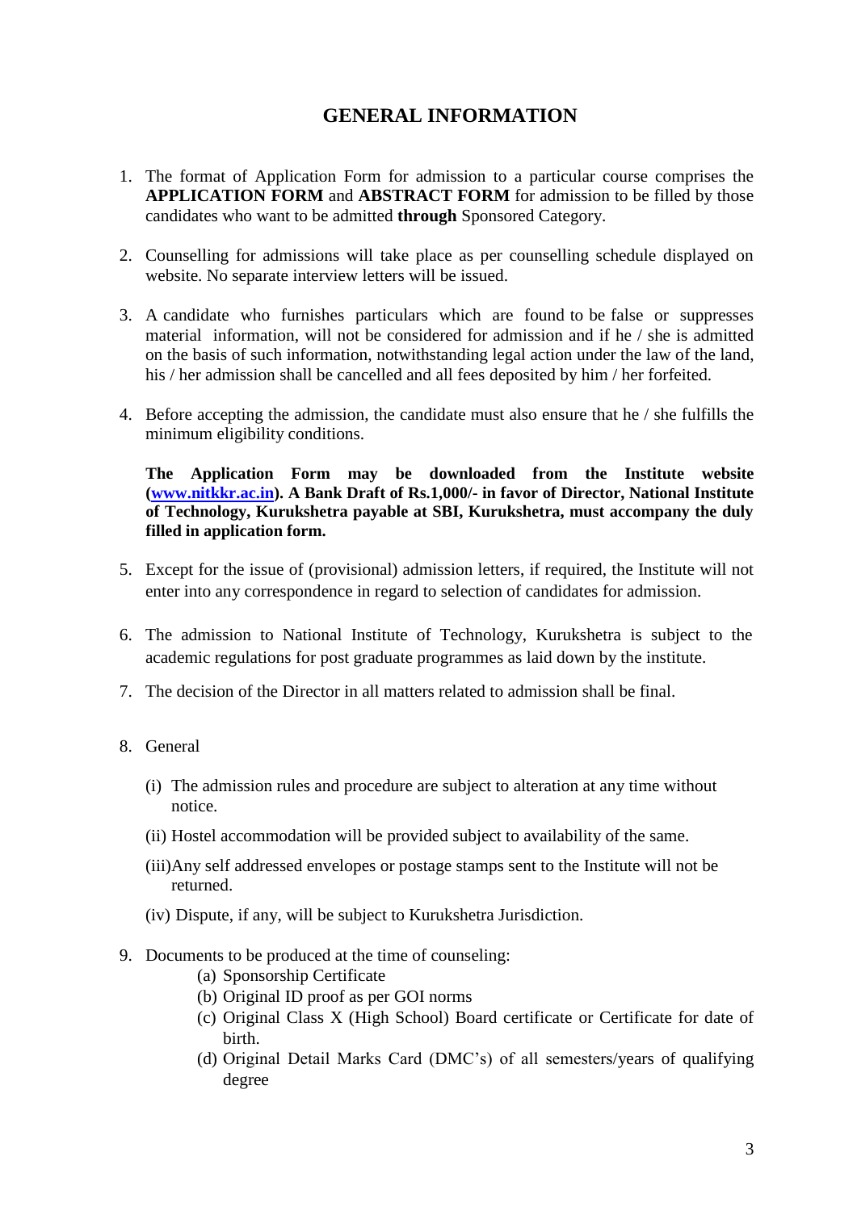# GENERAL INFORMATION

1. The format of Application Form for admission to a particular course comprises the **APPLICATION FORM** and **ABSTRACT FORM** for admission to be filled by those candidates who want to be admitted **through** Sponsored Category.

2. Counselling for admissions will take place as per counselling schedule displayed on website. No separate interview letters will be issued.

3. A candidate who furnishes particulars which are found to be false or suppresses material information, will not be considered for admission and if he / she is admitted on the basis of such information, notwithstanding legal action under the law of the land, his / her admission shall be cancelled and all fees deposited by him / her forfeited.

4. Before accepting the admission, the candidate must also ensure that he / she fulfills the minimum eligibility conditions.

   **The Application Form may be downloaded from the Institute website ([www.nitkkr.ac.in](www.nitkkr.ac.in)). A Bank Draft of Rs.1,000/- in favor of Director, National Institute of Technology, Kurukshetra payable at SBI, Kurukshetra, must accompany the duly filled in application form.**

5. Except for the issue of (provisional) admission letters, if required, the Institute will not enter into any correspondence in regard to selection of candidates for admission.

6. The admission to National Institute of Technology, Kurukshetra is subject to the academic regulations for post graduate programmes as laid down by the institute.

7. The decision of the Director in all matters related to admission shall be final.

8. General

   (i) The admission rules and procedure are subject to alteration at any time without notice.

   (ii) Hostel accommodation will be provided subject to availability of the same.

   (iii) Any self addressed envelopes or postage stamps sent to the Institute will not be returned.

   (iv) Dispute, if any, will be subject to Kurukshetra Jurisdiction.

9. Documents to be produced at the time of counseling:
   (a) Sponsorship Certificate
   (b) Original ID proof as per GOI norms
   (c) Original Class X (High School) Board certificate or Certificate for date of birth.
   (d) Original Detail Marks Card (DMC's) of all semesters/years of qualifying degree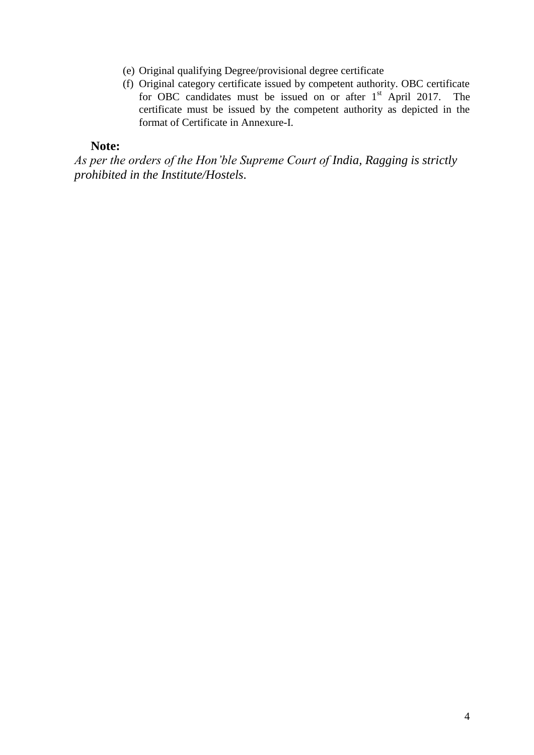(e) Original qualifying Degree/provisional degree certificate

(f) Original category certificate issued by competent authority. OBC certificate for OBC candidates must be issued on or after 1st April 2017. The certificate must be issued by the competent authority as depicted in the format of Certificate in Annexure-I.

**Note:**

*As per the orders of the Hon'ble Supreme Court of India, Ragging is strictly prohibited in the Institute/Hostels.*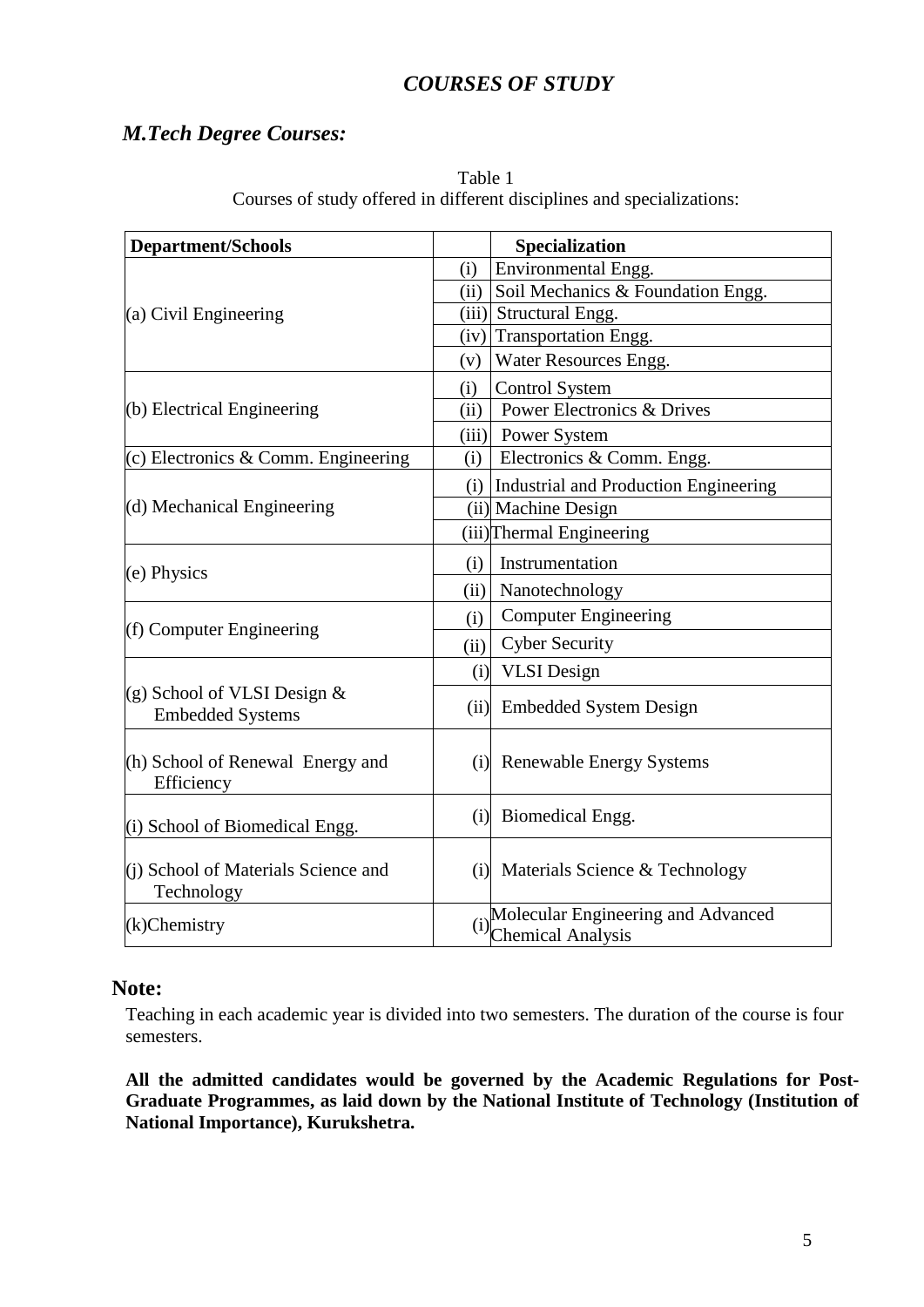## *COURSES OF STUDY*

### *M.Tech Degree Courses:*

Table 1

Courses of study offered in different disciplines and specializations:

| Department/Schools | | Specialization |
|---|---|---|
| (a) Civil Engineering | (i) | Environmental Engg. |
| | (ii) | Soil Mechanics & Foundation Engg. |
| | (iii) | Structural Engg. |
| | (iv) | Transportation Engg. |
| | (v) | Water Resources Engg. |
| (b) Electrical Engineering | (i) | Control System |
| | (ii) | Power Electronics & Drives |
| | (iii) | Power System |
| (c) Electronics & Comm. Engineering | (i) | Electronics & Comm. Engg. |
| (d) Mechanical Engineering | (i) | Industrial and Production Engineering |
| | (ii) | Machine Design |
| | (iii) | Thermal Engineering |
| (e) Physics | (i) | Instrumentation |
| | (ii) | Nanotechnology |
| (f) Computer Engineering | (i) | Computer Engineering |
| | (ii) | Cyber Security |
| (g) School of VLSI Design & Embedded Systems | (i) | VLSI Design |
| | (ii) | Embedded System Design |
| (h) School of Renewal Energy and Efficiency | (i) | Renewable Energy Systems |
| (i) School of Biomedical Engg. | (i) | Biomedical Engg. |
| (j) School of Materials Science and Technology | (i) | Materials Science & Technology |
| (k)Chemistry | (i) | Molecular Engineering and Advanced Chemical Analysis |

## Note:

Teaching in each academic year is divided into two semesters. The duration of the course is four semesters.

**All the admitted candidates would be governed by the Academic Regulations for Post-Graduate Programmes, as laid down by the National Institute of Technology (Institution of National Importance), Kurukshetra.**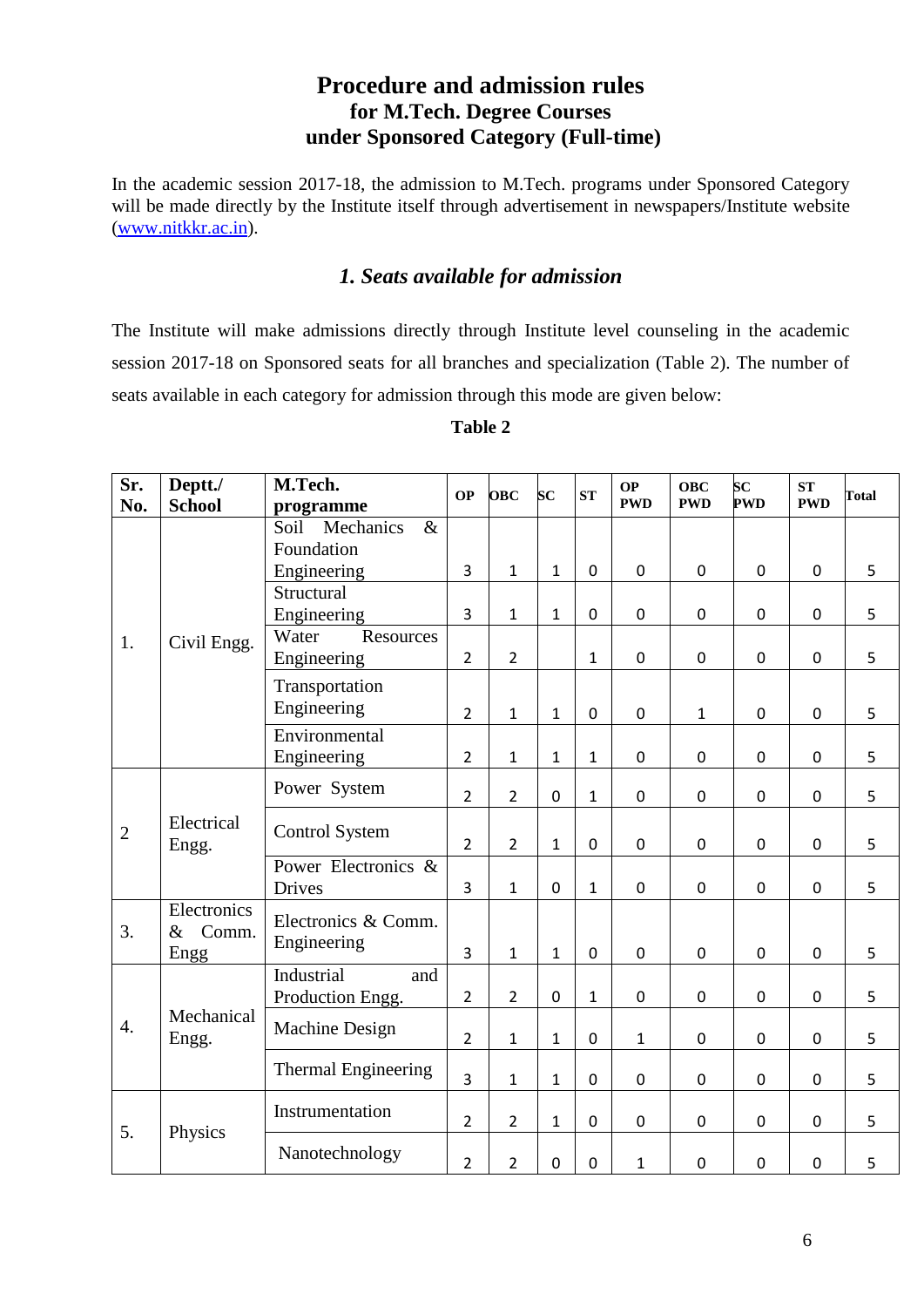# Procedure and admission rules
## for M.Tech. Degree Courses
## under Sponsored Category (Full-time)

In the academic session 2017-18, the admission to M.Tech. programs under Sponsored Category will be made directly by the Institute itself through advertisement in newspapers/Institute website (www.nitkkr.ac.in).

### *1. Seats available for admission*

The Institute will make admissions directly through Institute level counseling in the academic session 2017-18 on Sponsored seats for all branches and specialization (Table 2). The number of seats available in each category for admission through this mode are given below:

**Table 2**

| Sr. No. | Deptt./ School | M.Tech. programme | OP | OBC | SC | ST | OP PWD | OBC PWD | SC PWD | ST PWD | Total |
|---|---|---|---|---|---|---|---|---|---|---|---|
| 1. | Civil Engg. | Soil Mechanics & Foundation Engineering | 3 | 1 | 1 | 0 | 0 | 0 | 0 | 0 | 5 |
| | | Structural Engineering | 3 | 1 | 1 | 0 | 0 | 0 | 0 | 0 | 5 |
| | | Water Resources Engineering | 2 | 2 | | 1 | 0 | 0 | 0 | 0 | 5 |
| | | Transportation Engineering | 2 | 1 | 1 | 0 | 0 | 1 | 0 | 0 | 5 |
| | | Environmental Engineering | 2 | 1 | 1 | 1 | 0 | 0 | 0 | 0 | 5 |
| 2 | Electrical Engg. | Power System | 2 | 2 | 0 | 1 | 0 | 0 | 0 | 0 | 5 |
| | | Control System | 2 | 2 | 1 | 0 | 0 | 0 | 0 | 0 | 5 |
| | | Power Electronics & Drives | 3 | 1 | 0 | 1 | 0 | 0 | 0 | 0 | 5 |
| 3. | Electronics & Comm. Engg | Electronics & Comm. Engineering | 3 | 1 | 1 | 0 | 0 | 0 | 0 | 0 | 5 |
| 4. | Mechanical Engg. | Industrial and Production Engg. | 2 | 2 | 0 | 1 | 0 | 0 | 0 | 0 | 5 |
| | | Machine Design | 2 | 1 | 1 | 0 | 1 | 0 | 0 | 0 | 5 |
| | | Thermal Engineering | 3 | 1 | 1 | 0 | 0 | 0 | 0 | 0 | 5 |
| 5. | Physics | Instrumentation | 2 | 2 | 1 | 0 | 0 | 0 | 0 | 0 | 5 |
| | | Nanotechnology | 2 | 2 | 0 | 0 | 1 | 0 | 0 | 0 | 5 |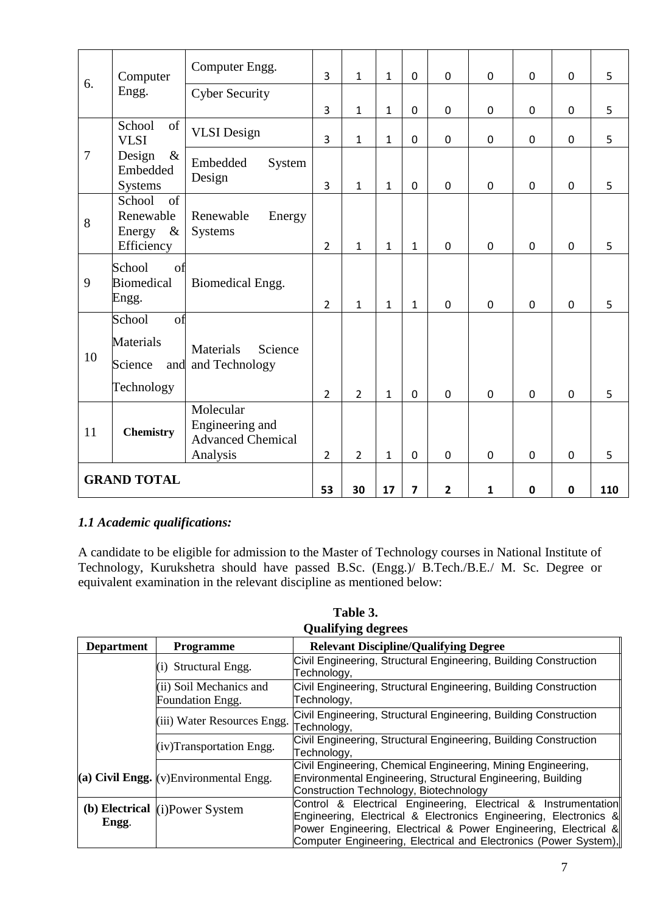| 6. | Computer Engg. | Computer Engg. | 3 | 1 | 1 | 0 | 0 | 0 | 0 | 0 | 5 |
|---|---|---|---|---|---|---|---|---|---|---|---|
| | | Cyber Security | 3 | 1 | 1 | 0 | 0 | 0 | 0 | 0 | 5 |
| 7 | School of VLSI Design & Embedded Systems | VLSI Design | 3 | 1 | 1 | 0 | 0 | 0 | 0 | 0 | 5 |
| | | Embedded System Design | 3 | 1 | 1 | 0 | 0 | 0 | 0 | 0 | 5 |
| 8 | School of Renewable Energy & Efficiency | Renewable Energy Systems | 2 | 1 | 1 | 1 | 0 | 0 | 0 | 0 | 5 |
| 9 | School of Biomedical Engg. | Biomedical Engg. | 2 | 1 | 1 | 1 | 0 | 0 | 0 | 0 | 5 |
| 10 | School of Materials Science and Technology | Materials Science and Technology | 2 | 2 | 1 | 0 | 0 | 0 | 0 | 0 | 5 |
| 11 | **Chemistry** | Molecular Engineering and Advanced Chemical Analysis | 2 | 2 | 1 | 0 | 0 | 0 | 0 | 0 | 5 |
| **GRAND TOTAL** | | | **53** | **30** | **17** | **7** | **2** | **1** | **0** | **0** | **110** |

### *1.1 Academic qualifications:*

A candidate to be eligible for admission to the Master of Technology courses in National Institute of Technology, Kurukshetra should have passed B.Sc. (Engg.)/ B.Tech./B.E./ M. Sc. Degree or equivalent examination in the relevant discipline as mentioned below:

**Table 3.**
**Qualifying degrees**

| Department | Programme | Relevant Discipline/Qualifying Degree |
|---|---|---|
| **(a) Civil Engg.** | (i) Structural Engg. | Civil Engineering, Structural Engineering, Building Construction Technology, |
| | (ii) Soil Mechanics and Foundation Engg. | Civil Engineering, Structural Engineering, Building Construction Technology, |
| | (iii) Water Resources Engg. | Civil Engineering, Structural Engineering, Building Construction Technology, |
| | (iv)Transportation Engg. | Civil Engineering, Structural Engineering, Building Construction Technology, |
| | (v)Environmental Engg. | Civil Engineering, Chemical Engineering, Mining Engineering, Environmental Engineering, Structural Engineering, Building Construction Technology, Biotechnology |
| **(b) Electrical Engg.** | (i)Power System | Control & Electrical Engineering, Electrical & Instrumentation Engineering, Electrical & Electronics Engineering, Electronics & Power Engineering, Electrical & Power Engineering, Electrical & Computer Engineering, Electrical and Electronics (Power System), |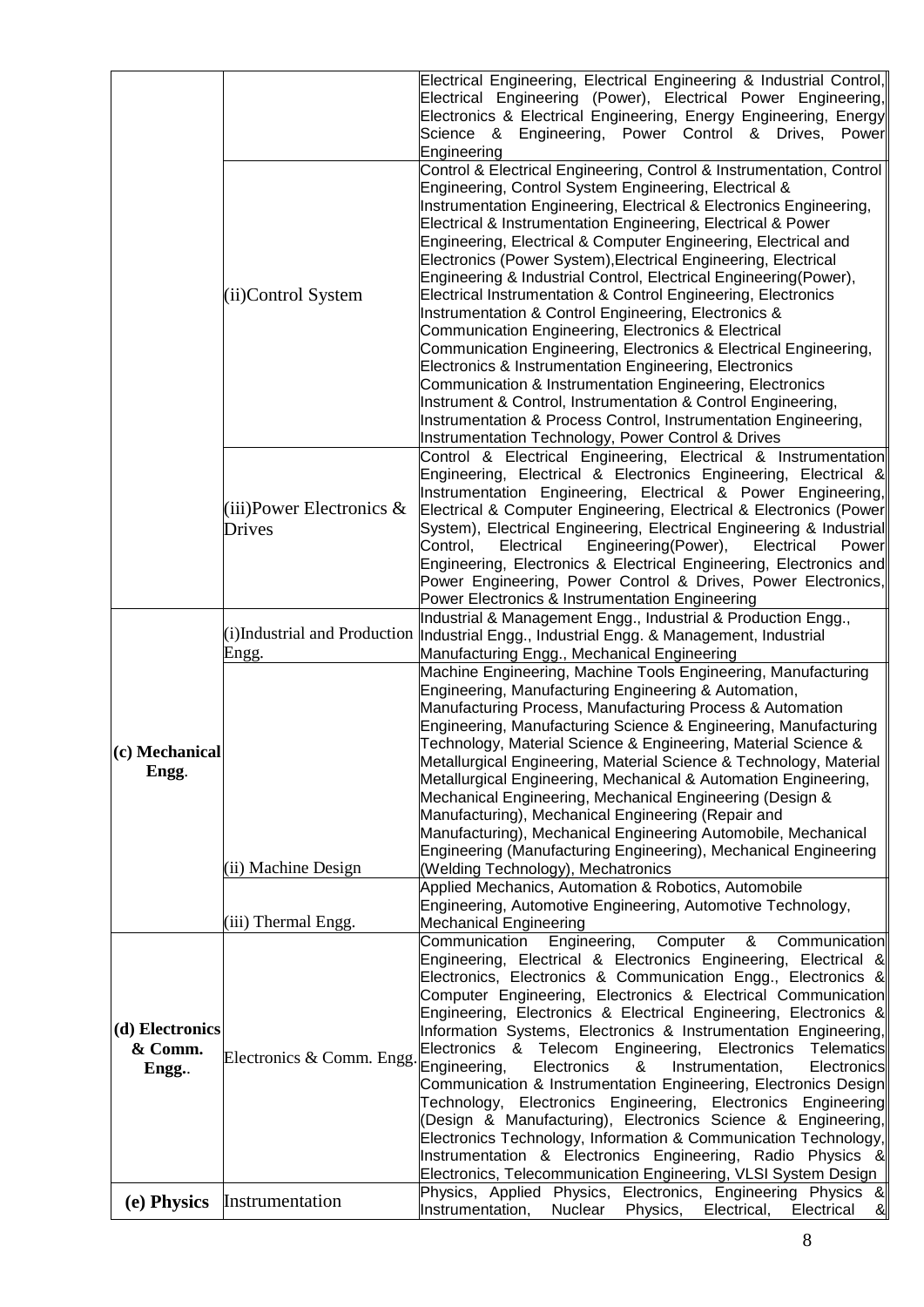| | | |
|---|---|---|
| | | Electrical Engineering, Electrical Engineering & Industrial Control, Electrical Engineering (Power), Electrical Power Engineering, Electronics & Electrical Engineering, Energy Engineering, Energy Science & Engineering, Power Control & Drives, Power Engineering |
| | (ii)Control System | Control & Electrical Engineering, Control & Instrumentation, Control Engineering, Control System Engineering, Electrical & Instrumentation Engineering, Electrical & Electronics Engineering, Electrical & Instrumentation Engineering, Electrical & Power Engineering, Electrical & Computer Engineering, Electrical and Electronics (Power System),Electrical Engineering, Electrical Engineering & Industrial Control, Electrical Engineering(Power), Electrical Instrumentation & Control Engineering, Electronics Instrumentation & Control Engineering, Electronics & Communication Engineering, Electronics & Electrical Communication Engineering, Electronics & Electrical Engineering, Electronics & Instrumentation Engineering, Electronics Communication & Instrumentation Engineering, Electronics Instrument & Control, Instrumentation & Control Engineering, Instrumentation & Process Control, Instrumentation Engineering, Instrumentation Technology, Power Control & Drives |
| | (iii)Power Electronics & Drives | Control & Electrical Engineering, Electrical & Instrumentation Engineering, Electrical & Electronics Engineering, Electrical & Instrumentation Engineering, Electrical & Power Engineering, Electrical & Computer Engineering, Electrical & Electronics (Power System), Electrical Engineering, Electrical Engineering & Industrial Control, Electrical Engineering(Power), Electrical Power Engineering, Electronics & Electrical Engineering, Electronics and Power Engineering, Power Control & Drives, Power Electronics, Power Electronics & Instrumentation Engineering |
| **(c) Mechanical Engg.** | (i)Industrial and Production Engg. | Industrial & Management Engg., Industrial & Production Engg., Industrial Engg., Industrial Engg. & Management, Industrial Manufacturing Engg., Mechanical Engineering |
| | (ii) Machine Design | Machine Engineering, Machine Tools Engineering, Manufacturing Engineering, Manufacturing Engineering & Automation, Manufacturing Process, Manufacturing Process & Automation Engineering, Manufacturing Science & Engineering, Manufacturing Technology, Material Science & Engineering, Material Science & Metallurgical Engineering, Material Science & Technology, Material Metallurgical Engineering, Mechanical & Automation Engineering, Mechanical Engineering, Mechanical Engineering (Design & Manufacturing), Mechanical Engineering (Repair and Manufacturing), Mechanical Engineering Automobile, Mechanical Engineering (Manufacturing Engineering), Mechanical Engineering (Welding Technology), Mechatronics |
| | (iii) Thermal Engg. | Applied Mechanics, Automation & Robotics, Automobile Engineering, Automotive Engineering, Automotive Technology, Mechanical Engineering |
| **(d) Electronics & Comm. Engg..** | Electronics & Comm. Engg. | Communication Engineering, Computer & Communication Engineering, Electrical & Electronics Engineering, Electrical & Electronics, Electronics & Communication Engg., Electronics & Computer Engineering, Electronics & Electrical Communication Engineering, Electronics & Electrical Engineering, Electronics & Information Systems, Electronics & Instrumentation Engineering, Electronics & Telecom Engineering, Electronics Telematics Engineering, Electronics & Instrumentation, Electronics Communication & Instrumentation Engineering, Electronics Design Technology, Electronics Engineering, Electronics Engineering (Design & Manufacturing), Electronics Science & Engineering, Electronics Technology, Information & Communication Technology, Instrumentation & Electronics Engineering, Radio Physics & Electronics, Telecommunication Engineering, VLSI System Design |
| **(e) Physics** | Instrumentation | Physics, Applied Physics, Electronics, Engineering Physics & Instrumentation, Nuclear Physics, Electrical, Electrical & |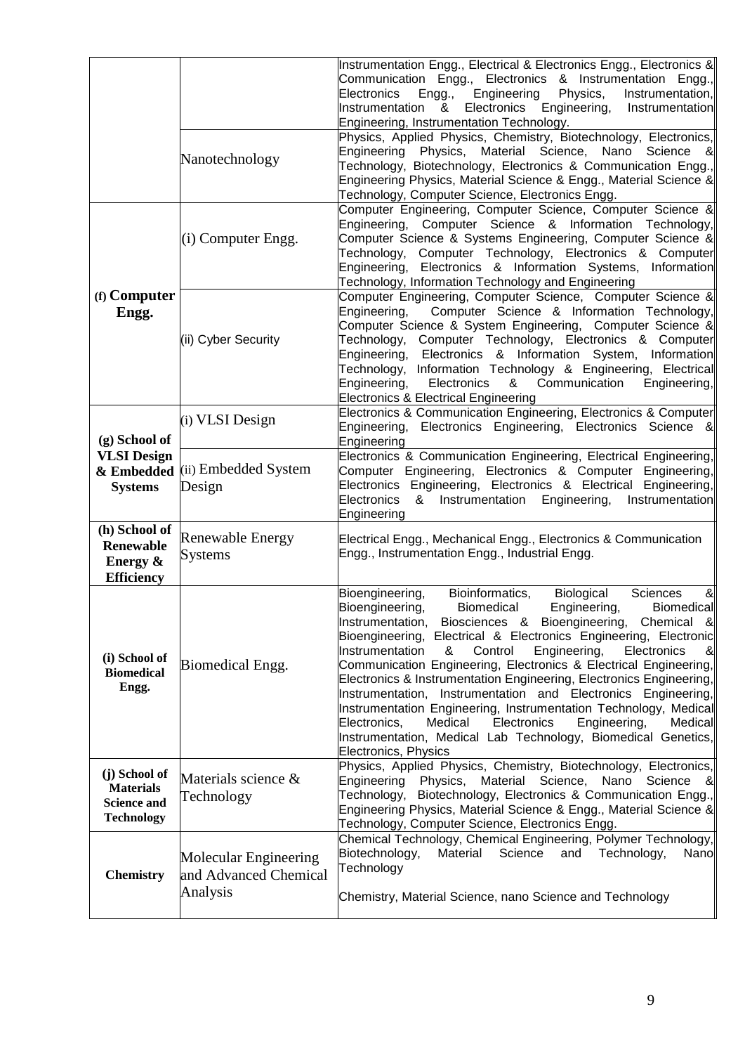| | | |
|---|---|---|
| | | Instrumentation Engg., Electrical & Electronics Engg., Electronics & Communication Engg., Electronics & Instrumentation Engg., Electronics Engg., Engineering Physics, Instrumentation, Instrumentation & Electronics Engineering, Instrumentation Engineering, Instrumentation Technology. |
| | Nanotechnology | Physics, Applied Physics, Chemistry, Biotechnology, Electronics, Engineering Physics, Material Science, Nano Science & Technology, Biotechnology, Electronics & Communication Engg., Engineering Physics, Material Science & Engg., Material Science & Technology, Computer Science, Electronics Engg. |
| **(f) Computer Engg.** | (i) Computer Engg. | Computer Engineering, Computer Science, Computer Science & Engineering, Computer Science & Information Technology, Computer Science & Systems Engineering, Computer Science & Technology, Computer Technology, Electronics & Computer Engineering, Electronics & Information Systems, Information Technology, Information Technology and Engineering |
| | (ii) Cyber Security | Computer Engineering, Computer Science, Computer Science & Engineering, Computer Science & Information Technology, Computer Science & System Engineering, Computer Science & Technology, Computer Technology, Electronics & Computer Engineering, Electronics & Information System, Information Technology, Information Technology & Engineering, Electrical Engineering, Electronics & Communication Engineering, Electronics & Electrical Engineering |
| **(g) School of VLSI Design & Embedded Systems** | (i) VLSI Design | Electronics & Communication Engineering, Electronics & Computer Engineering, Electronics Engineering, Electronics Science & Engineering |
| | (ii) Embedded System Design | Electronics & Communication Engineering, Electrical Engineering, Computer Engineering, Electronics & Computer Engineering, Electronics Engineering, Electronics & Electrical Engineering, Electronics & Instrumentation Engineering, Instrumentation Engineering |
| **(h) School of Renewable Energy & Efficiency** | Renewable Energy Systems | Electrical Engg., Mechanical Engg., Electronics & Communication Engg., Instrumentation Engg., Industrial Engg. |
| **(i) School of Biomedical Engg.** | Biomedical Engg. | Bioengineering, Bioinformatics, Biological Sciences & Bioengineering, Biomedical Engineering, Biomedical Instrumentation, Biosciences & Bioengineering, Chemical & Bioengineering, Electrical & Electronics Engineering, Electronic Instrumentation & Control Engineering, Electronics & Communication Engineering, Electronics & Electrical Engineering, Electronics & Instrumentation Engineering, Electronics Engineering, Instrumentation, Instrumentation and Electronics Engineering, Instrumentation Engineering, Instrumentation Technology, Medical Electronics, Medical Electronics Engineering, Medical Instrumentation, Medical Lab Technology, Biomedical Genetics, Electronics, Physics |
| **(j) School of Materials Science and Technology** | Materials science & Technology | Physics, Applied Physics, Chemistry, Biotechnology, Electronics, Engineering Physics, Material Science, Nano Science & Technology, Biotechnology, Electronics & Communication Engg., Engineering Physics, Material Science & Engg., Material Science & Technology, Computer Science, Electronics Engg. |
| **Chemistry** | Molecular Engineering and Advanced Chemical Analysis | Chemical Technology, Chemical Engineering, Polymer Technology, Biotechnology, Material Science and Technology, Nano Technology<br><br>Chemistry, Material Science, nano Science and Technology |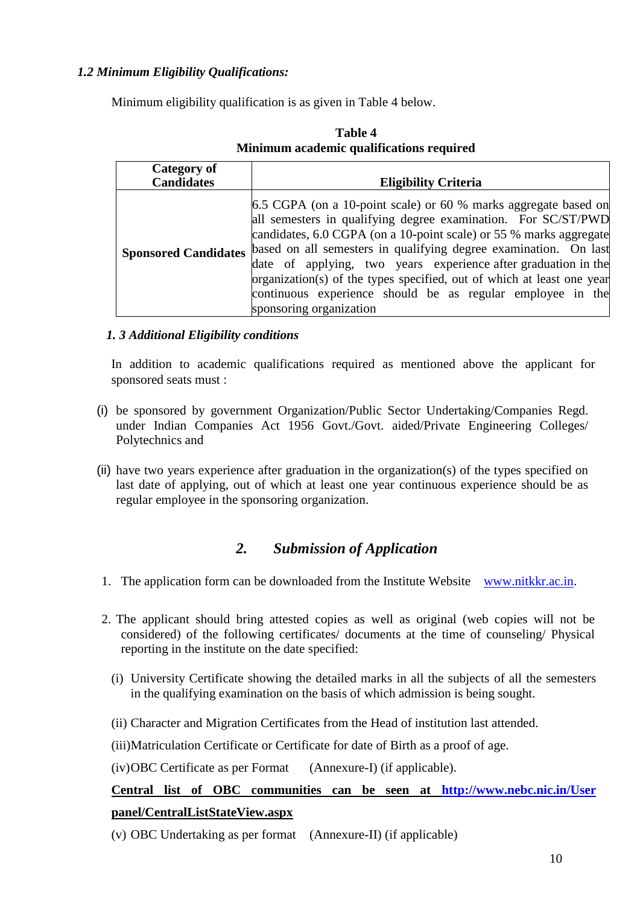### *1.2 Minimum Eligibility Qualifications:*

Minimum eligibility qualification is as given in Table 4 below.

**Table 4**
**Minimum academic qualifications required**

| Category of Candidates | Eligibility Criteria |
|---|---|
| **Sponsored Candidates** | 6.5 CGPA (on a 10-point scale) or 60 % marks aggregate based on all semesters in qualifying degree examination. For SC/ST/PWD candidates, 6.0 CGPA (on a 10-point scale) or 55 % marks aggregate based on all semesters in qualifying degree examination. On last date of applying, two years experience after graduation in the organization(s) of the types specified, out of which at least one year continuous experience should be as regular employee in the sponsoring organization |

### *1. 3 Additional Eligibility conditions*

In addition to academic qualifications required as mentioned above the applicant for sponsored seats must :

(i) be sponsored by government Organization/Public Sector Undertaking/Companies Regd. under Indian Companies Act 1956 Govt./Govt. aided/Private Engineering Colleges/ Polytechnics and

(ii) have two years experience after graduation in the organization(s) of the types specified on last date of applying, out of which at least one year continuous experience should be as regular employee in the sponsoring organization.

## *2. Submission of Application*

1. The application form can be downloaded from the Institute Website www.nitkkr.ac.in.

2. The applicant should bring attested copies as well as original (web copies will not be considered) of the following certificates/ documents at the time of counseling/ Physical reporting in the institute on the date specified:

   (i) University Certificate showing the detailed marks in all the subjects of all the semesters in the qualifying examination on the basis of which admission is being sought.

   (ii) Character and Migration Certificates from the Head of institution last attended.

   (iii)Matriculation Certificate or Certificate for date of Birth as a proof of age.

   (iv)OBC Certificate as per Format (Annexure-I) (if applicable).

   **Central list of OBC communities can be seen at http://www.nebc.nic.in/User panel/CentralListStateView.aspx**

   (v) OBC Undertaking as per format (Annexure-II) (if applicable)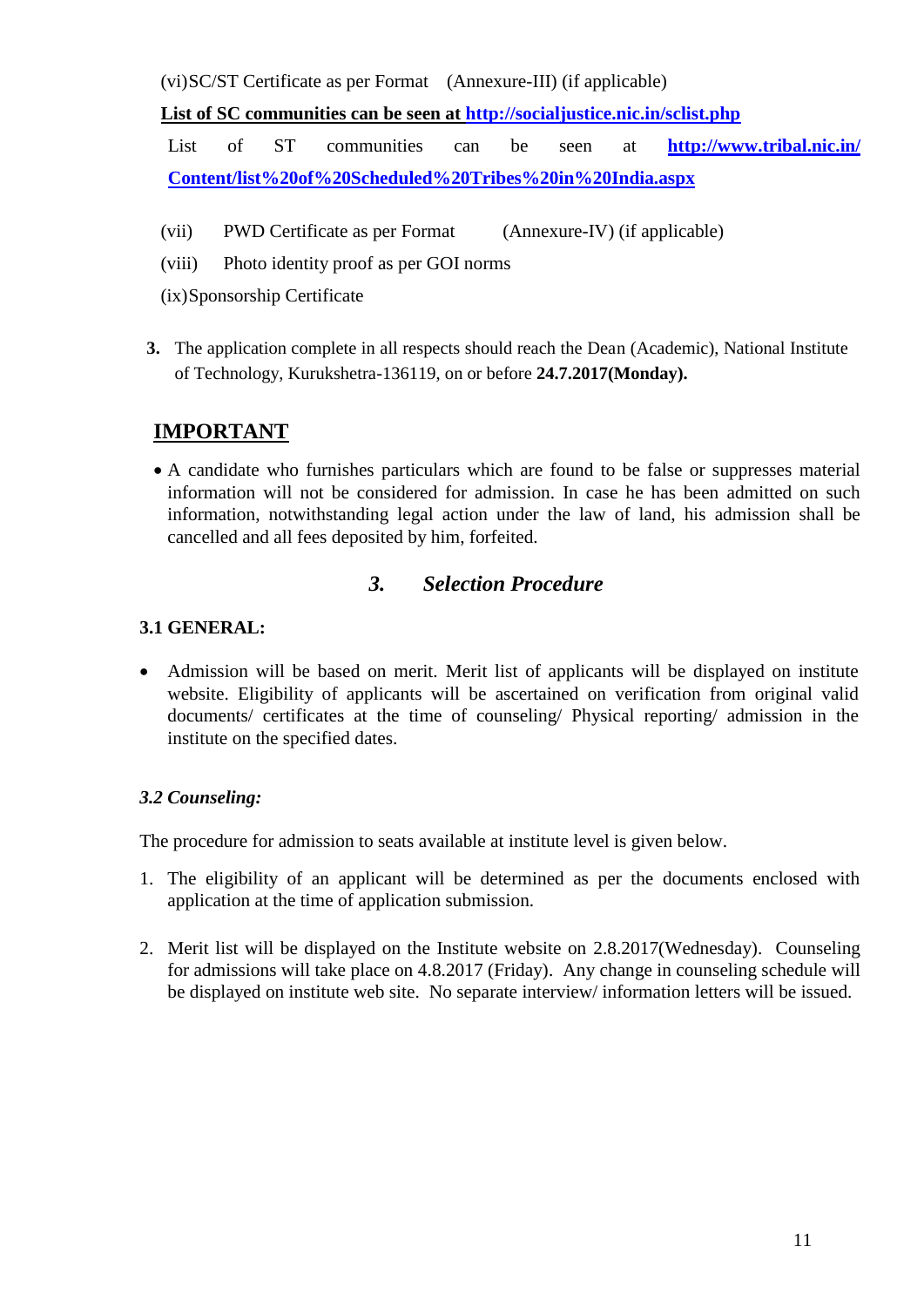(vi) SC/ST Certificate as per Format (Annexure-III) (if applicable)

**List of SC communities can be seen at http://socialjustice.nic.in/sclist.php**

List of ST communities can be seen at **http://www.tribal.nic.in/Content/list%20of%20Scheduled%20Tribes%20in%20India.aspx**

(vii) PWD Certificate as per Format (Annexure-IV) (if applicable)

(viii) Photo identity proof as per GOI norms

(ix) Sponsorship Certificate

**3.** The application complete in all respects should reach the Dean (Academic), National Institute of Technology, Kurukshetra-136119, on or before **24.7.2017(Monday).**

## IMPORTANT

- A candidate who furnishes particulars which are found to be false or suppresses material information will not be considered for admission. In case he has been admitted on such information, notwithstanding legal action under the law of land, his admission shall be cancelled and all fees deposited by him, forfeited.

## *3. Selection Procedure*

### 3.1 GENERAL:

- Admission will be based on merit. Merit list of applicants will be displayed on institute website. Eligibility of applicants will be ascertained on verification from original valid documents/ certificates at the time of counseling/ Physical reporting/ admission in the institute on the specified dates.

### *3.2 Counseling:*

The procedure for admission to seats available at institute level is given below.

1. The eligibility of an applicant will be determined as per the documents enclosed with application at the time of application submission.

2. Merit list will be displayed on the Institute website on 2.8.2017(Wednesday). Counseling for admissions will take place on 4.8.2017 (Friday). Any change in counseling schedule will be displayed on institute web site. No separate interview/ information letters will be issued.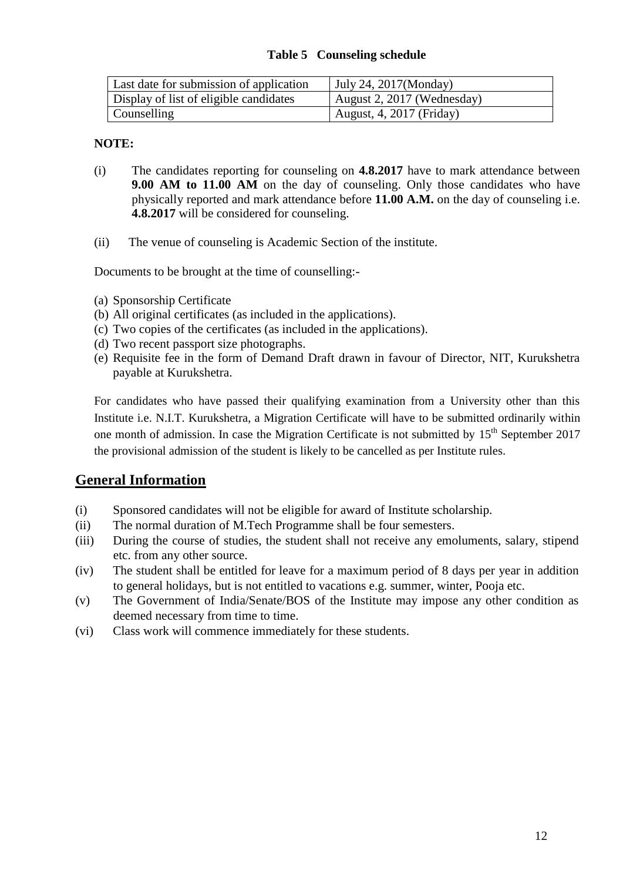**Table 5 Counseling schedule**

| Last date for submission of application | July 24, 2017(Monday) |
|---|---|
| Display of list of eligible candidates | August 2, 2017 (Wednesday) |
| Counselling | August, 4, 2017 (Friday) |

**NOTE:**

(i) The candidates reporting for counseling on **4.8.2017** have to mark attendance between **9.00 AM to 11.00 AM** on the day of counseling. Only those candidates who have physically reported and mark attendance before **11.00 A.M.** on the day of counseling i.e. **4.8.2017** will be considered for counseling.

(ii) The venue of counseling is Academic Section of the institute.

Documents to be brought at the time of counselling:-

(a) Sponsorship Certificate
(b) All original certificates (as included in the applications).
(c) Two copies of the certificates (as included in the applications).
(d) Two recent passport size photographs.
(e) Requisite fee in the form of Demand Draft drawn in favour of Director, NIT, Kurukshetra payable at Kurukshetra.

For candidates who have passed their qualifying examination from a University other than this Institute i.e. N.I.T. Kurukshetra, a Migration Certificate will have to be submitted ordinarily within one month of admission. In case the Migration Certificate is not submitted by 15th September 2017 the provisional admission of the student is likely to be cancelled as per Institute rules.

## General Information

(i) Sponsored candidates will not be eligible for award of Institute scholarship.
(ii) The normal duration of M.Tech Programme shall be four semesters.
(iii) During the course of studies, the student shall not receive any emoluments, salary, stipend etc. from any other source.
(iv) The student shall be entitled for leave for a maximum period of 8 days per year in addition to general holidays, but is not entitled to vacations e.g. summer, winter, Pooja etc.
(v) The Government of India/Senate/BOS of the Institute may impose any other condition as deemed necessary from time to time.
(vi) Class work will commence immediately for these students.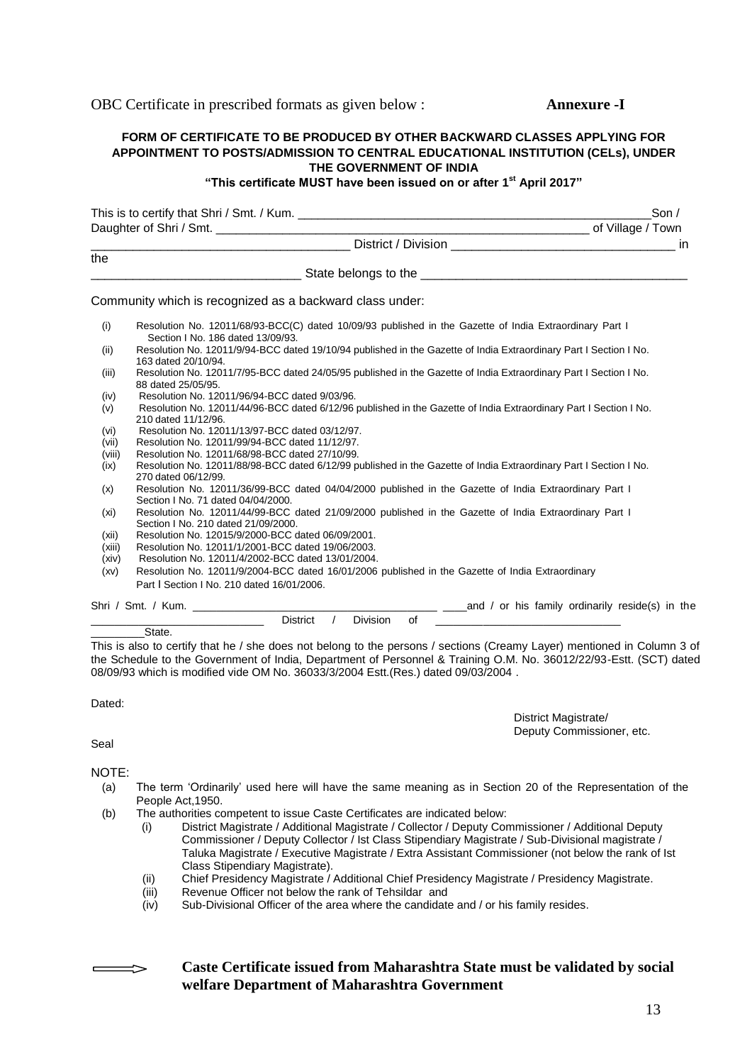OBC Certificate in prescribed formats as given below : **Annexure -I**

**FORM OF CERTIFICATE TO BE PRODUCED BY OTHER BACKWARD CLASSES APPLYING FOR APPOINTMENT TO POSTS/ADMISSION TO CENTRAL EDUCATIONAL INSTITUTION (CELs), UNDER THE GOVERNMENT OF INDIA**

**"This certificate MUST have been issued on or after 1st April 2017"**

This is to certify that Shri / Smt. / Kum. ______________________________________________________Son / Daughter of Shri / Smt. ________________________________________________________ of Village / Town ____________________________________ District / Division _________________________________ in the _____________________________ State belongs to the ______________________________________

Community which is recognized as a backward class under:

- (i) Resolution No. 12011/68/93-BCC(C) dated 10/09/93 published in the Gazette of India Extraordinary Part I Section I No. 186 dated 13/09/93.
- (ii) Resolution No. 12011/9/94-BCC dated 19/10/94 published in the Gazette of India Extraordinary Part I Section I No. 163 dated 20/10/94.
- (iii) Resolution No. 12011/7/95-BCC dated 24/05/95 published in the Gazette of India Extraordinary Part I Section I No. 88 dated 25/05/95.
- (iv) Resolution No. 12011/96/94-BCC dated 9/03/96.
- (v) Resolution No. 12011/44/96-BCC dated 6/12/96 published in the Gazette of India Extraordinary Part I Section I No. 210 dated 11/12/96.
- (vi) Resolution No. 12011/13/97-BCC dated 03/12/97.
- (vii) Resolution No. 12011/99/94-BCC dated 11/12/97.
- (viii) Resolution No. 12011/68/98-BCC dated 27/10/99.
- (ix) Resolution No. 12011/88/98-BCC dated 6/12/99 published in the Gazette of India Extraordinary Part I Section I No. 270 dated 06/12/99.
- (x) Resolution No. 12011/36/99-BCC dated 04/04/2000 published in the Gazette of India Extraordinary Part I Section I No. 71 dated 04/04/2000.
- (xi) Resolution No. 12011/44/99-BCC dated 21/09/2000 published in the Gazette of India Extraordinary Part I Section I No. 210 dated 21/09/2000.
- (xii) Resolution No. 12015/9/2000-BCC dated 06/09/2001.
- (xiii) Resolution No. 12011/1/2001-BCC dated 19/06/2003.
- (xiv) Resolution No. 12011/4/2002-BCC dated 13/01/2004.
- (xv) Resolution No. 12011/9/2004-BCC dated 16/01/2006 published in the Gazette of India Extraordinary Part I Section I No. 210 dated 16/01/2006.

Shri / Smt. / Kum. _______________________________________ ____and / or his family ordinarily reside(s) in the ___________________________ District / Division of ______________________________ _________State.

This is also to certify that he / she does not belong to the persons / sections (Creamy Layer) mentioned in Column 3 of the Schedule to the Government of India, Department of Personnel & Training O.M. No. 36012/22/93-Estt. (SCT) dated 08/09/93 which is modified vide OM No. 36033/3/2004 Estt.(Res.) dated 09/03/2004 .

Dated:

District Magistrate/
Deputy Commissioner, etc.

Seal

NOTE:

- (a) The term 'Ordinarily' used here will have the same meaning as in Section 20 of the Representation of the People Act,1950.
- (b) The authorities competent to issue Caste Certificates are indicated below:
  - (i) District Magistrate / Additional Magistrate / Collector / Deputy Commissioner / Additional Deputy Commissioner / Deputy Collector / Ist Class Stipendiary Magistrate / Sub-Divisional magistrate / Taluka Magistrate / Executive Magistrate / Extra Assistant Commissioner (not below the rank of Ist Class Stipendiary Magistrate).
  - (ii) Chief Presidency Magistrate / Additional Chief Presidency Magistrate / Presidency Magistrate.
  - (iii) Revenue Officer not below the rank of Tehsildar and
  - (iv) Sub-Divisional Officer of the area where the candidate and / or his family resides.

**Caste Certificate issued from Maharashtra State must be validated by social welfare Department of Maharashtra Government**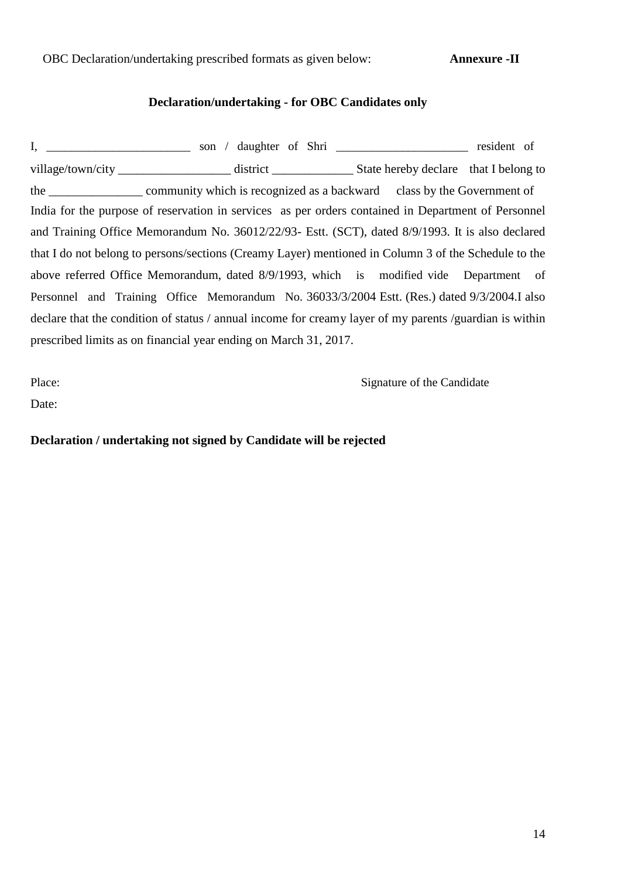OBC Declaration/undertaking prescribed formats as given below: **Annexure -II**

**Declaration/undertaking - for OBC Candidates only**

I, ________________________ son / daughter of Shri ______________________ resident of village/town/city __________________ district _____________ State hereby declare that I belong to the _______________ community which is recognized as a backward class by the Government of India for the purpose of reservation in services as per orders contained in Department of Personnel and Training Office Memorandum No. 36012/22/93- Estt. (SCT), dated 8/9/1993. It is also declared that I do not belong to persons/sections (Creamy Layer) mentioned in Column 3 of the Schedule to the above referred Office Memorandum, dated 8/9/1993, which is modified vide Department of Personnel and Training Office Memorandum No. 36033/3/2004 Estt. (Res.) dated 9/3/2004.I also declare that the condition of status / annual income for creamy layer of my parents /guardian is within prescribed limits as on financial year ending on March 31, 2017.

Place: Signature of the Candidate

Date:

**Declaration / undertaking not signed by Candidate will be rejected**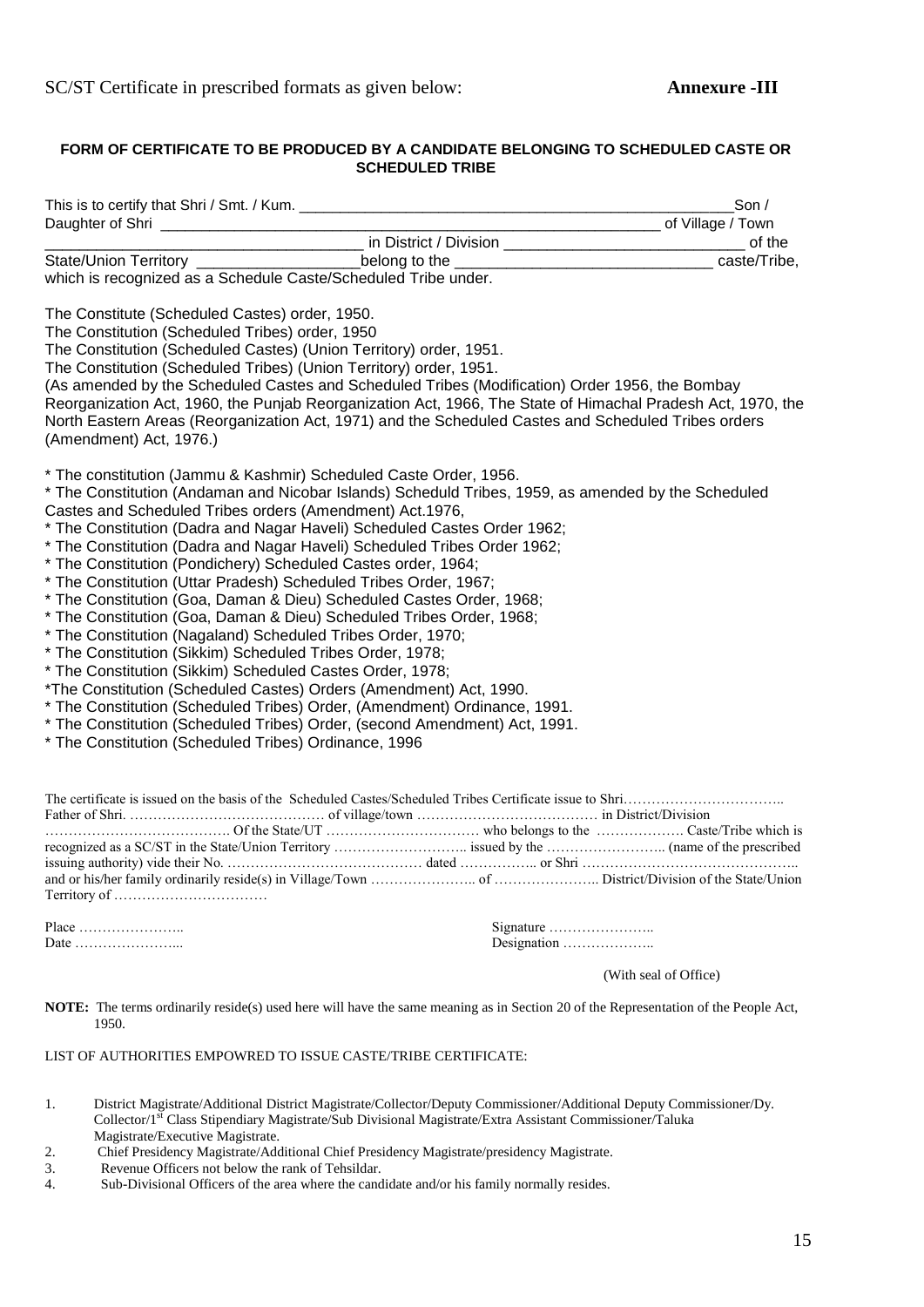SC/ST Certificate in prescribed formats as given below: **Annexure -III**

**FORM OF CERTIFICATE TO BE PRODUCED BY A CANDIDATE BELONGING TO SCHEDULED CASTE OR SCHEDULED TRIBE**

This is to certify that Shri / Smt. / Kum. ______________________________________________________Son / Daughter of Shri ____________________________________________________________ of Village / Town ____________________________________ in District / Division _____________________________ of the State/Union Territory ___________________belong to the ______________________________ caste/Tribe, which is recognized as a Schedule Caste/Scheduled Tribe under.

The Constitute (Scheduled Castes) order, 1950.
The Constitution (Scheduled Tribes) order, 1950
The Constitution (Scheduled Castes) (Union Territory) order, 1951.
The Constitution (Scheduled Tribes) (Union Territory) order, 1951.
(As amended by the Scheduled Castes and Scheduled Tribes (Modification) Order 1956, the Bombay Reorganization Act, 1960, the Punjab Reorganization Act, 1966, The State of Himachal Pradesh Act, 1970, the North Eastern Areas (Reorganization Act, 1971) and the Scheduled Castes and Scheduled Tribes orders (Amendment) Act, 1976.)

* The constitution (Jammu & Kashmir) Scheduled Caste Order, 1956.
* The Constitution (Andaman and Nicobar Islands) Scheduld Tribes, 1959, as amended by the Scheduled Castes and Scheduled Tribes orders (Amendment) Act.1976,
* The Constitution (Dadra and Nagar Haveli) Scheduled Castes Order 1962;
* The Constitution (Dadra and Nagar Haveli) Scheduled Tribes Order 1962;
* The Constitution (Pondichery) Scheduled Castes order, 1964;
* The Constitution (Uttar Pradesh) Scheduled Tribes Order, 1967;
* The Constitution (Goa, Daman & Dieu) Scheduled Castes Order, 1968;
* The Constitution (Goa, Daman & Dieu) Scheduled Tribes Order, 1968;
* The Constitution (Nagaland) Scheduled Tribes Order, 1970;
* The Constitution (Sikkim) Scheduled Tribes Order, 1978;
* The Constitution (Sikkim) Scheduled Castes Order, 1978;
*The Constitution (Scheduled Castes) Orders (Amendment) Act, 1990.
* The Constitution (Scheduled Tribes) Order, (Amendment) Ordinance, 1991.
* The Constitution (Scheduled Tribes) Order, (second Amendment) Act, 1991.
* The Constitution (Scheduled Tribes) Ordinance, 1996

The certificate is issued on the basis of the Scheduled Castes/Scheduled Tribes Certificate issue to Shri…………………………….. Father of Shri. …………………………………… of village/town ………………………………… in District/Division …………………………………. Of the State/UT …………………………… who belongs to the ………………. Caste/Tribe which is recognized as a SC/ST in the State/Union Territory ……………………….. issued by the …………………….. (name of the prescribed issuing authority) vide their No. …………………………………… dated …………….. or Shri ……………………………………….. and or his/her family ordinarily reside(s) in Village/Town ………………….. of ………………….. District/Division of the State/Union Territory of ……………………………

Place ………………….. Signature …………………..
Date …………………... Designation ………………..

(With seal of Office)

**NOTE:** The terms ordinarily reside(s) used here will have the same meaning as in Section 20 of the Representation of the People Act, 1950.

LIST OF AUTHORITIES EMPOWRED TO ISSUE CASTE/TRIBE CERTIFICATE:

1. District Magistrate/Additional District Magistrate/Collector/Deputy Commissioner/Additional Deputy Commissioner/Dy. Collector/1st Class Stipendiary Magistrate/Sub Divisional Magistrate/Extra Assistant Commissioner/Taluka Magistrate/Executive Magistrate.
2. Chief Presidency Magistrate/Additional Chief Presidency Magistrate/presidency Magistrate.
3. Revenue Officers not below the rank of Tehsildar.
4. Sub-Divisional Officers of the area where the candidate and/or his family normally resides.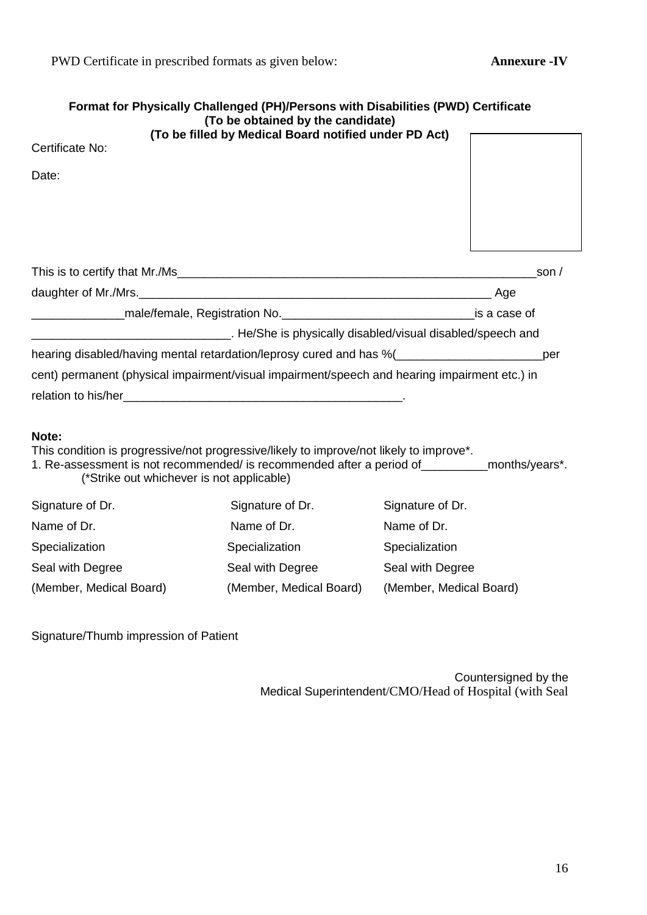PWD Certificate in prescribed formats as given below: **Annexure -IV**

**Format for Physically Challenged (PH)/Persons with Disabilities (PWD) Certificate**
**(To be obtained by the candidate)**
**(To be filled by Medical Board notified under PD Act)**

Certificate No:

Date:

This is to certify that Mr./Ms_______________________________________________________son / daughter of Mr./Mrs.____________________________________________________ Age _____________male/female, Registration No.____________________________is a case of ____________________________. He/She is physically disabled/visual disabled/speech and hearing disabled/having mental retardation/leprosy cured and has %(_____________________per cent) permanent (physical impairment/visual impairment/speech and hearing impairment etc.) in relation to his/her__________________________________________.

**Note:**

This condition is progressive/not progressive/likely to improve/not likely to improve*.

1. Re-assessment is not recommended/ is recommended after a period of__________months/years*.
   (*Strike out whichever is not applicable)

| | | |
|---|---|---|
| Signature of Dr. | Signature of Dr. | Signature of Dr. |
| Name of Dr. | Name of Dr. | Name of Dr. |
| Specialization | Specialization | Specialization |
| Seal with Degree | Seal with Degree | Seal with Degree |
| (Member, Medical Board) | (Member, Medical Board) | (Member, Medical Board) |

Signature/Thumb impression of Patient

Countersigned by the
Medical Superintendent/CMO/Head of Hospital (with Seal